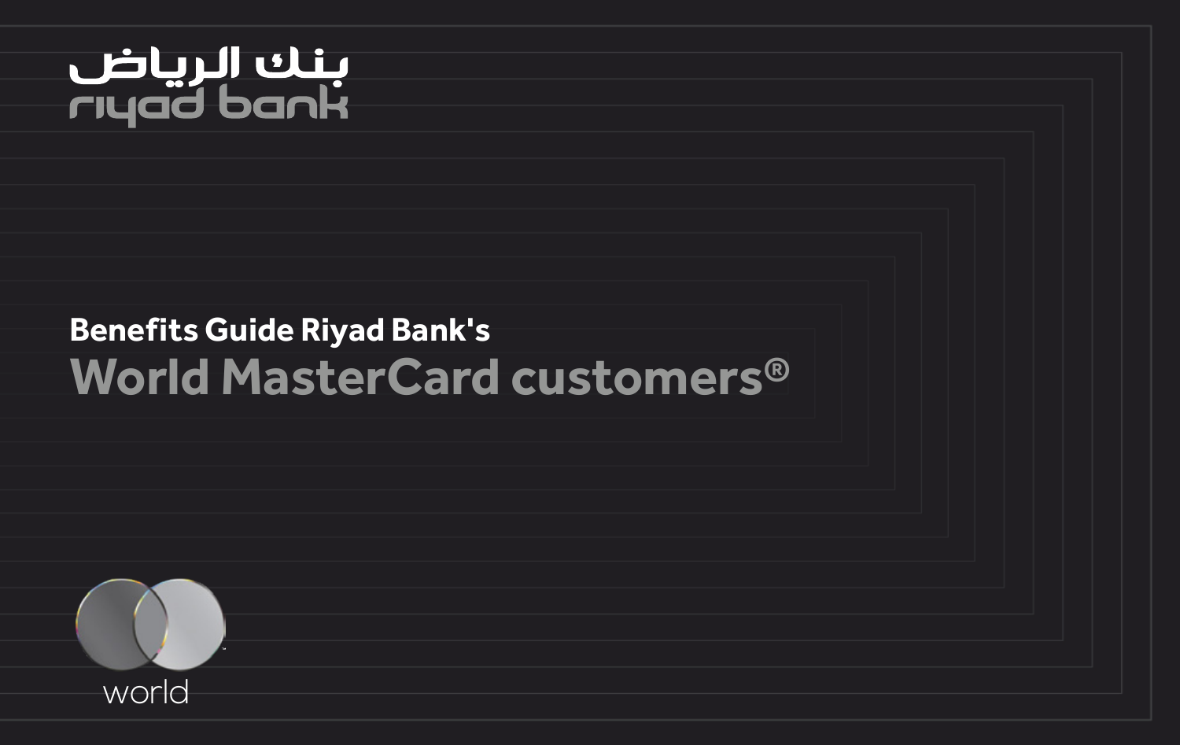بنك الرياض
riyad bank

# Benefits Guide Riyad Bank's
# World MasterCard customers®

world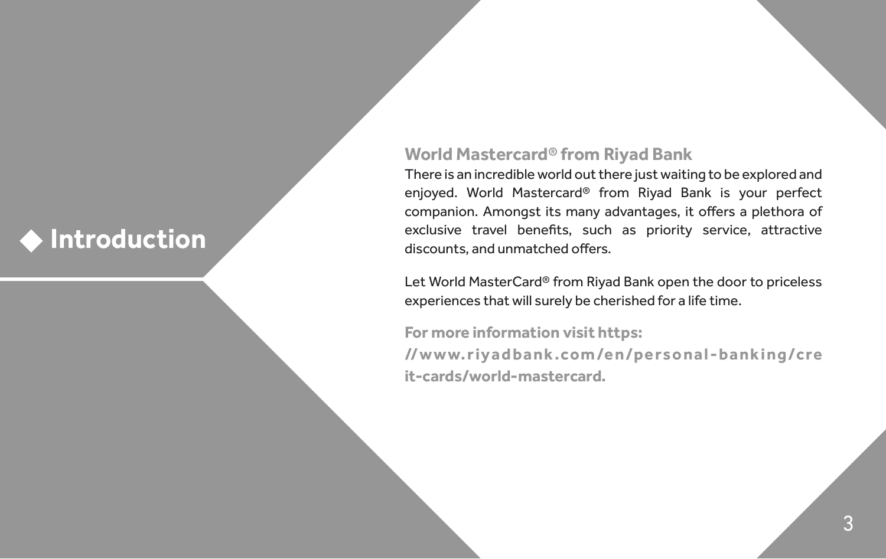# ◆ Introduction

**World Mastercard® from Riyad Bank**

There is an incredible world out there just waiting to be explored and enjoyed. World Mastercard® from Riyad Bank is your perfect companion. Amongst its many advantages, it offers a plethora of exclusive travel benefits, such as priority service, attractive discounts, and unmatched offers.

Let World MasterCard® from Riyad Bank open the door to priceless experiences that will surely be cherished for a life time.

**For more information visit https: //www.riyadbank.com/en/personal-banking/creit-cards/world-mastercard.**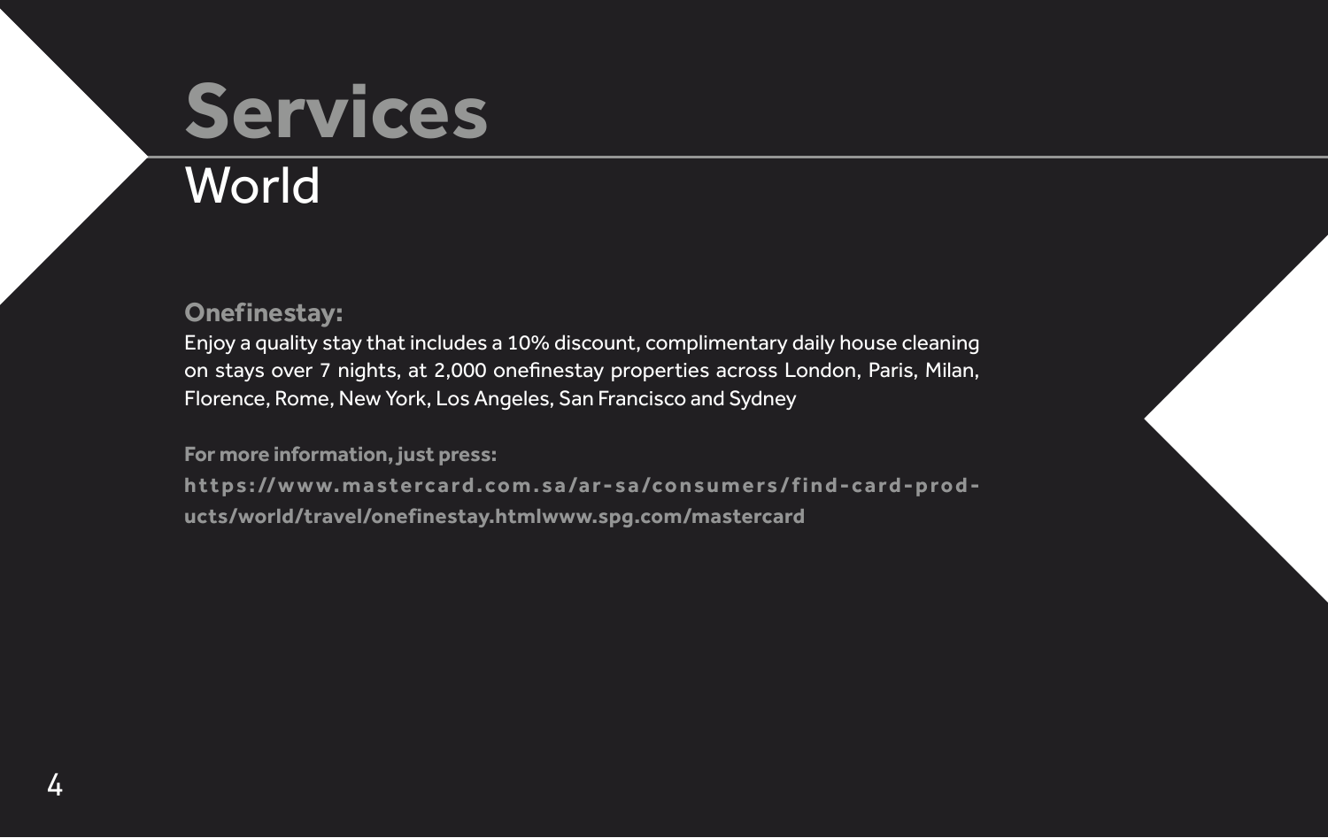# Services

## World

**Onefinestay:**

Enjoy a quality stay that includes a 10% discount, complimentary daily house cleaning on stays over 7 nights, at 2,000 onefinestay properties across London, Paris, Milan, Florence, Rome, New York, Los Angeles, San Francisco and Sydney

**For more information, just press:**

**https://www.mastercard.com.sa/ar-sa/consumers/find-card-products/world/travel/onefinestay.htmlwww.spg.com/mastercard**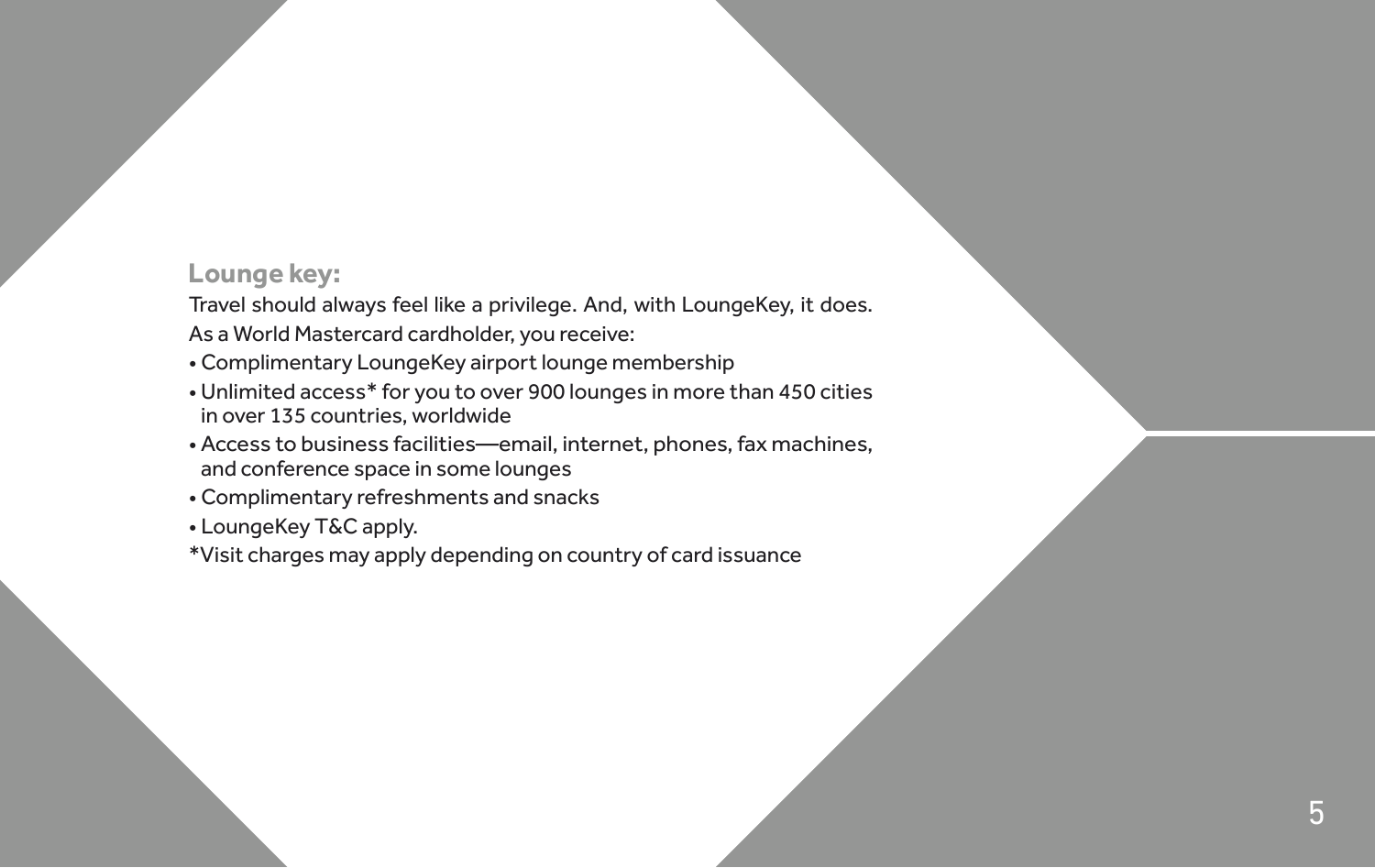## Lounge key:

Travel should always feel like a privilege. And, with LoungeKey, it does.

As a World Mastercard cardholder, you receive:

- Complimentary LoungeKey airport lounge membership
- Unlimited access* for you to over 900 lounges in more than 450 cities in over 135 countries, worldwide
- Access to business facilities—email, internet, phones, fax machines, and conference space in some lounges
- Complimentary refreshments and snacks
- LoungeKey T&C apply.

*Visit charges may apply depending on country of card issuance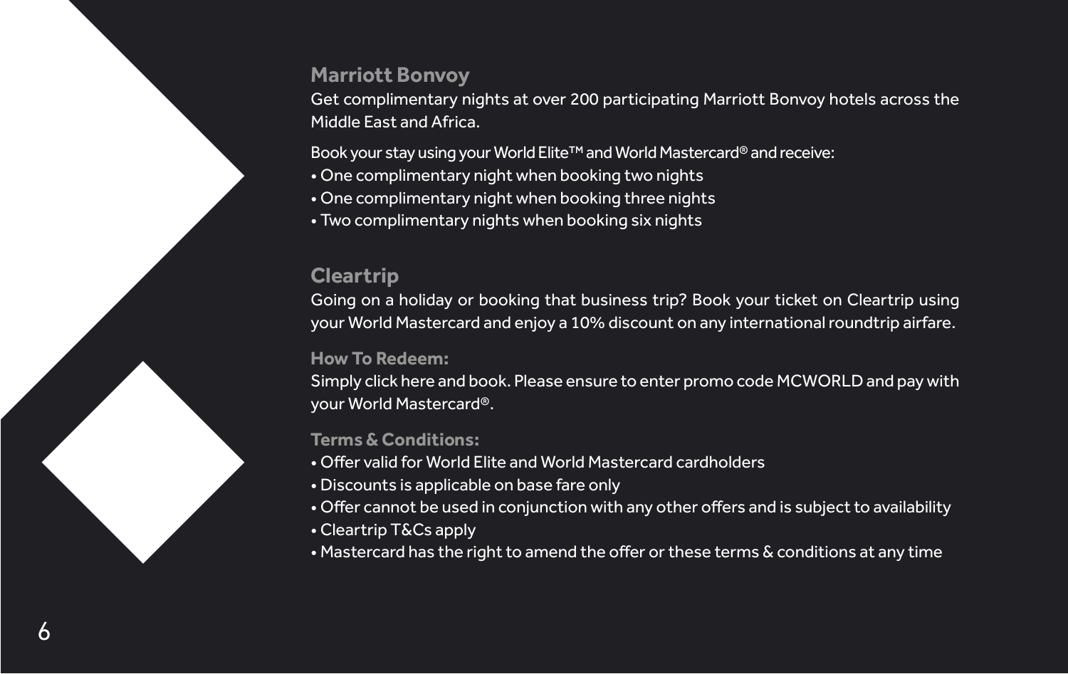## Marriott Bonvoy

Get complimentary nights at over 200 participating Marriott Bonvoy hotels across the Middle East and Africa.

Book your stay using your World Elite™ and World Mastercard® and receive:

- One complimentary night when booking two nights
- One complimentary night when booking three nights
- Two complimentary nights when booking six nights

## Cleartrip

Going on a holiday or booking that business trip? Book your ticket on Cleartrip using your World Mastercard and enjoy a 10% discount on any international roundtrip airfare.

### How To Redeem:

Simply click here and book. Please ensure to enter promo code MCWORLD and pay with your World Mastercard®.

### Terms & Conditions:

- Offer valid for World Elite and World Mastercard cardholders
- Discounts is applicable on base fare only
- Offer cannot be used in conjunction with any other offers and is subject to availability
- Cleartrip T&Cs apply
- Mastercard has the right to amend the offer or these terms & conditions at any time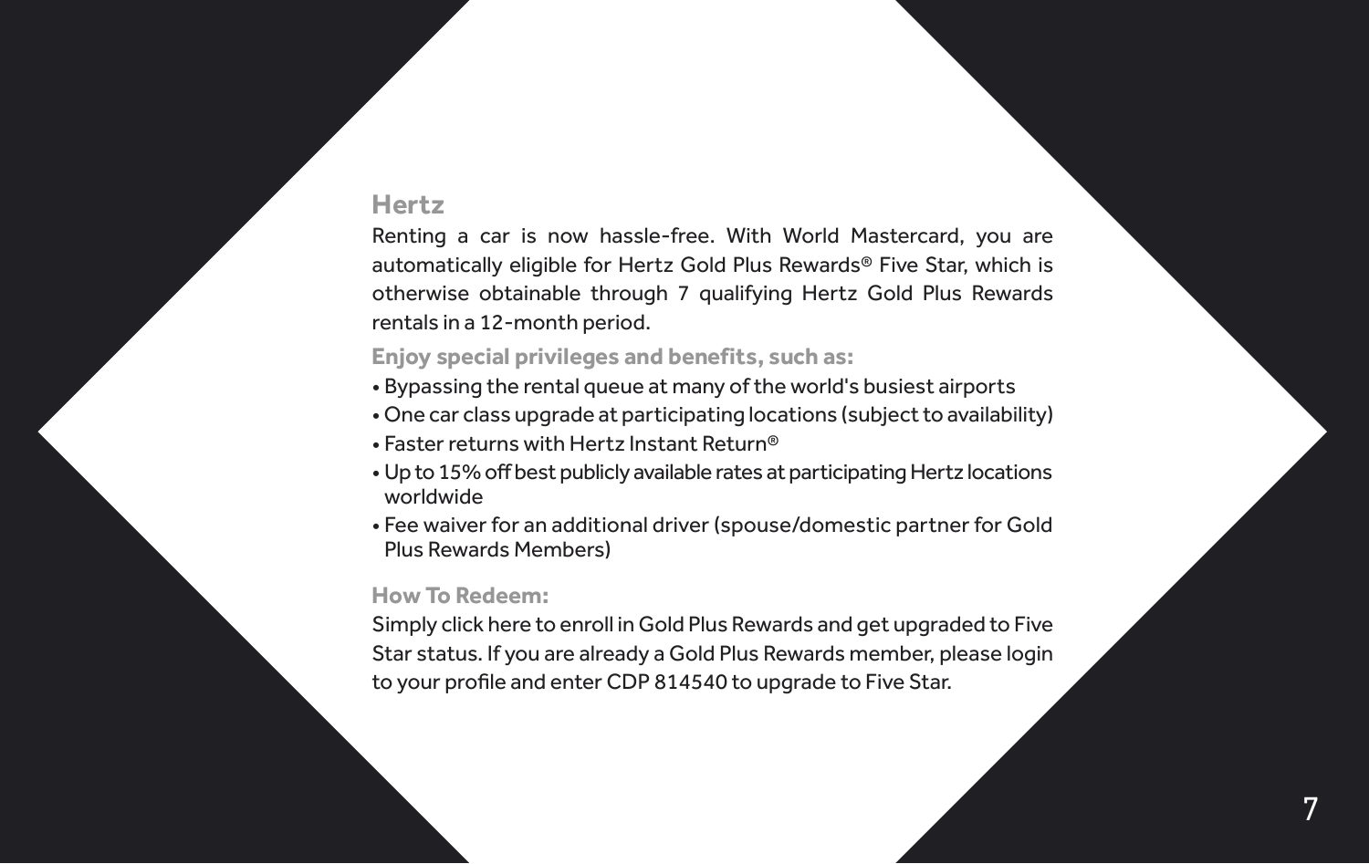## Hertz

Renting a car is now hassle-free. With World Mastercard, you are automatically eligible for Hertz Gold Plus Rewards® Five Star, which is otherwise obtainable through 7 qualifying Hertz Gold Plus Rewards rentals in a 12-month period.

### Enjoy special privileges and benefits, such as:

- Bypassing the rental queue at many of the world's busiest airports
- One car class upgrade at participating locations (subject to availability)
- Faster returns with Hertz Instant Return®
- Up to 15% off best publicly available rates at participating Hertz locations worldwide
- Fee waiver for an additional driver (spouse/domestic partner for Gold Plus Rewards Members)

### How To Redeem:

Simply click here to enroll in Gold Plus Rewards and get upgraded to Five Star status. If you are already a Gold Plus Rewards member, please login to your profile and enter CDP 814540 to upgrade to Five Star.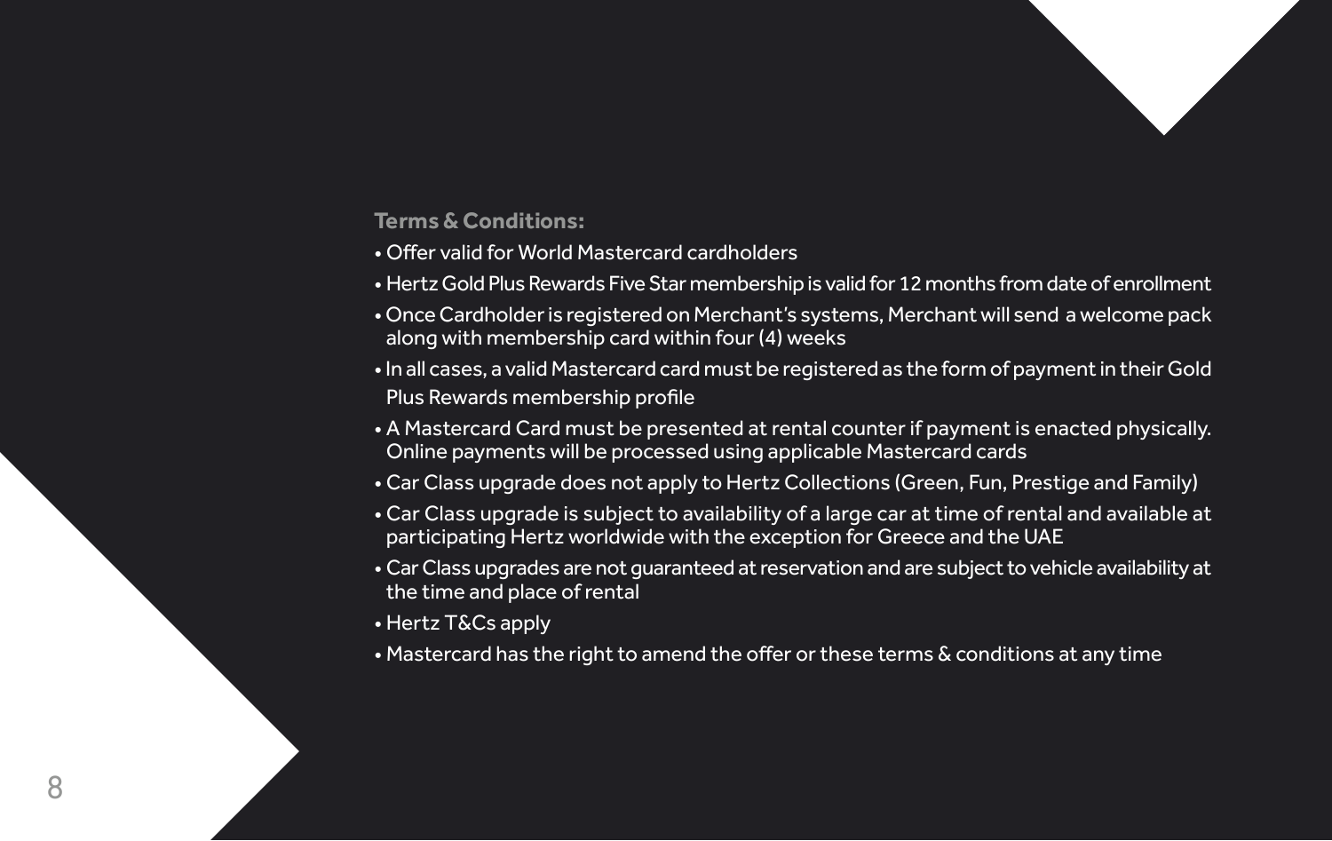**Terms & Conditions:**

- Offer valid for World Mastercard cardholders
- Hertz Gold Plus Rewards Five Star membership is valid for 12 months from date of enrollment
- Once Cardholder is registered on Merchant's systems, Merchant will send a welcome pack along with membership card within four (4) weeks
- In all cases, a valid Mastercard card must be registered as the form of payment in their Gold Plus Rewards membership profile
- A Mastercard Card must be presented at rental counter if payment is enacted physically. Online payments will be processed using applicable Mastercard cards
- Car Class upgrade does not apply to Hertz Collections (Green, Fun, Prestige and Family)
- Car Class upgrade is subject to availability of a large car at time of rental and available at participating Hertz worldwide with the exception for Greece and the UAE
- Car Class upgrades are not guaranteed at reservation and are subject to vehicle availability at the time and place of rental
- Hertz T&Cs apply
- Mastercard has the right to amend the offer or these terms & conditions at any time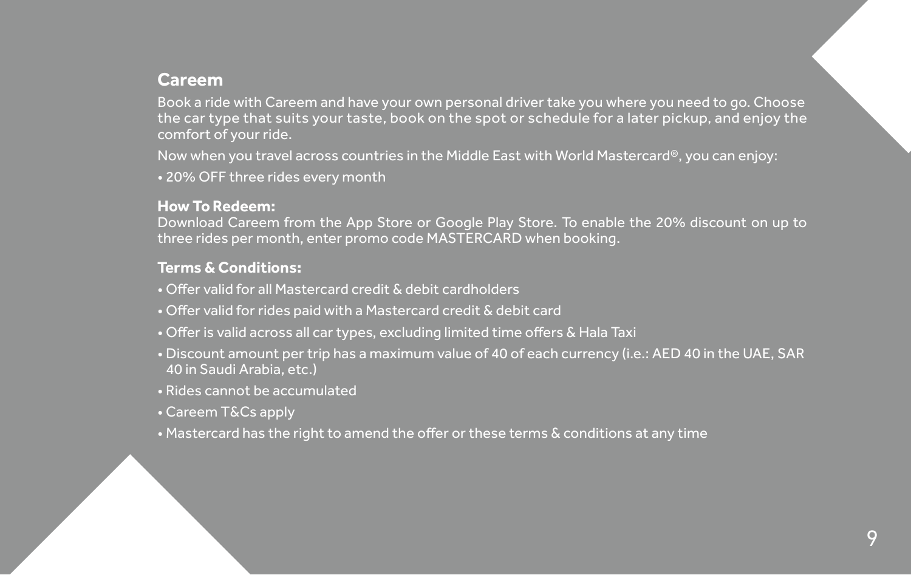## Careem

Book a ride with Careem and have your own personal driver take you where you need to go. Choose the car type that suits your taste, book on the spot or schedule for a later pickup, and enjoy the comfort of your ride.

Now when you travel across countries in the Middle East with World Mastercard®, you can enjoy:

- 20% OFF three rides every month

**How To Redeem:**

Download Careem from the App Store or Google Play Store. To enable the 20% discount on up to three rides per month, enter promo code MASTERCARD when booking.

**Terms & Conditions:**

- Offer valid for all Mastercard credit & debit cardholders
- Offer valid for rides paid with a Mastercard credit & debit card
- Offer is valid across all car types, excluding limited time offers & Hala Taxi
- Discount amount per trip has a maximum value of 40 of each currency (i.e.: AED 40 in the UAE, SAR 40 in Saudi Arabia, etc.)
- Rides cannot be accumulated
- Careem T&Cs apply
- Mastercard has the right to amend the offer or these terms & conditions at any time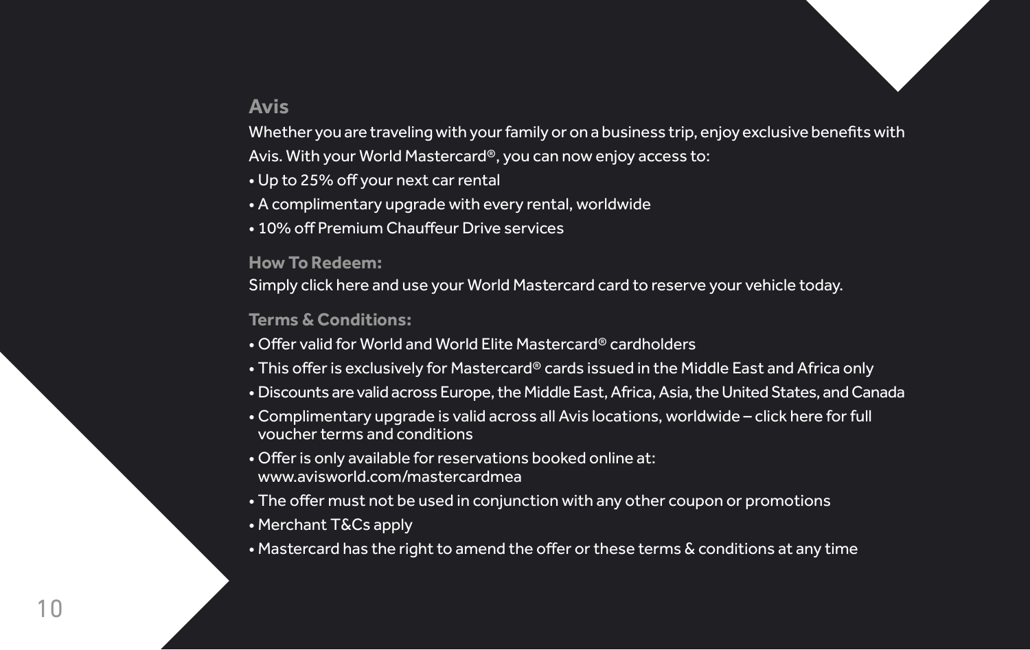## Avis

Whether you are traveling with your family or on a business trip, enjoy exclusive benefits with Avis. With your World Mastercard®, you can now enjoy access to:

- Up to 25% off your next car rental
- A complimentary upgrade with every rental, worldwide
- 10% off Premium Chauffeur Drive services

### How To Redeem:

Simply click here and use your World Mastercard card to reserve your vehicle today.

### Terms & Conditions:

- Offer valid for World and World Elite Mastercard® cardholders
- This offer is exclusively for Mastercard® cards issued in the Middle East and Africa only
- Discounts are valid across Europe, the Middle East, Africa, Asia, the United States, and Canada
- Complimentary upgrade is valid across all Avis locations, worldwide – click here for full voucher terms and conditions
- Offer is only available for reservations booked online at: www.avisworld.com/mastercardmea
- The offer must not be used in conjunction with any other coupon or promotions
- Merchant T&Cs apply
- Mastercard has the right to amend the offer or these terms & conditions at any time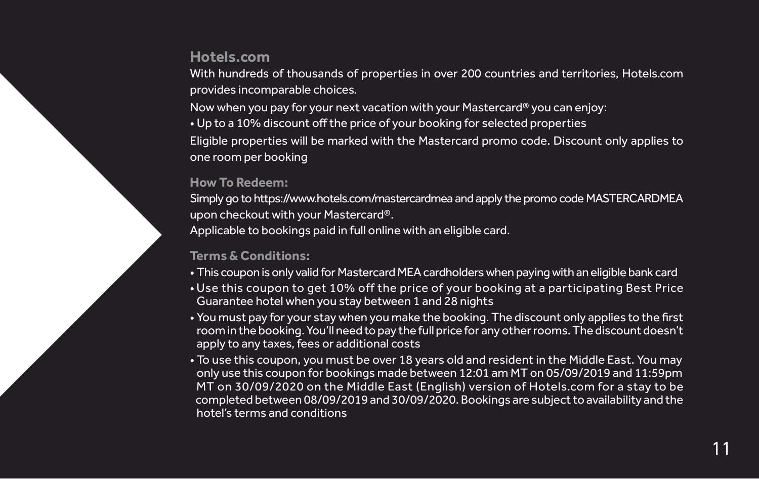## Hotels.com

With hundreds of thousands of properties in over 200 countries and territories, Hotels.com provides incomparable choices.

Now when you pay for your next vacation with your Mastercard® you can enjoy:

- Up to a 10% discount off the price of your booking for selected properties

Eligible properties will be marked with the Mastercard promo code. Discount only applies to one room per booking

### How To Redeem:

Simply go to https://www.hotels.com/mastercardmea and apply the promo code MASTERCARDMEA upon checkout with your Mastercard®.

Applicable to bookings paid in full online with an eligible card.

### Terms & Conditions:

- This coupon is only valid for Mastercard MEA cardholders when paying with an eligible bank card
- Use this coupon to get 10% off the price of your booking at a participating Best Price Guarantee hotel when you stay between 1 and 28 nights
- You must pay for your stay when you make the booking. The discount only applies to the first room in the booking. You'll need to pay the full price for any other rooms. The discount doesn't apply to any taxes, fees or additional costs
- To use this coupon, you must be over 18 years old and resident in the Middle East. You may only use this coupon for bookings made between 12:01 am MT on 05/09/2019 and 11:59pm MT on 30/09/2020 on the Middle East (English) version of Hotels.com for a stay to be completed between 08/09/2019 and 30/09/2020. Bookings are subject to availability and the hotel's terms and conditions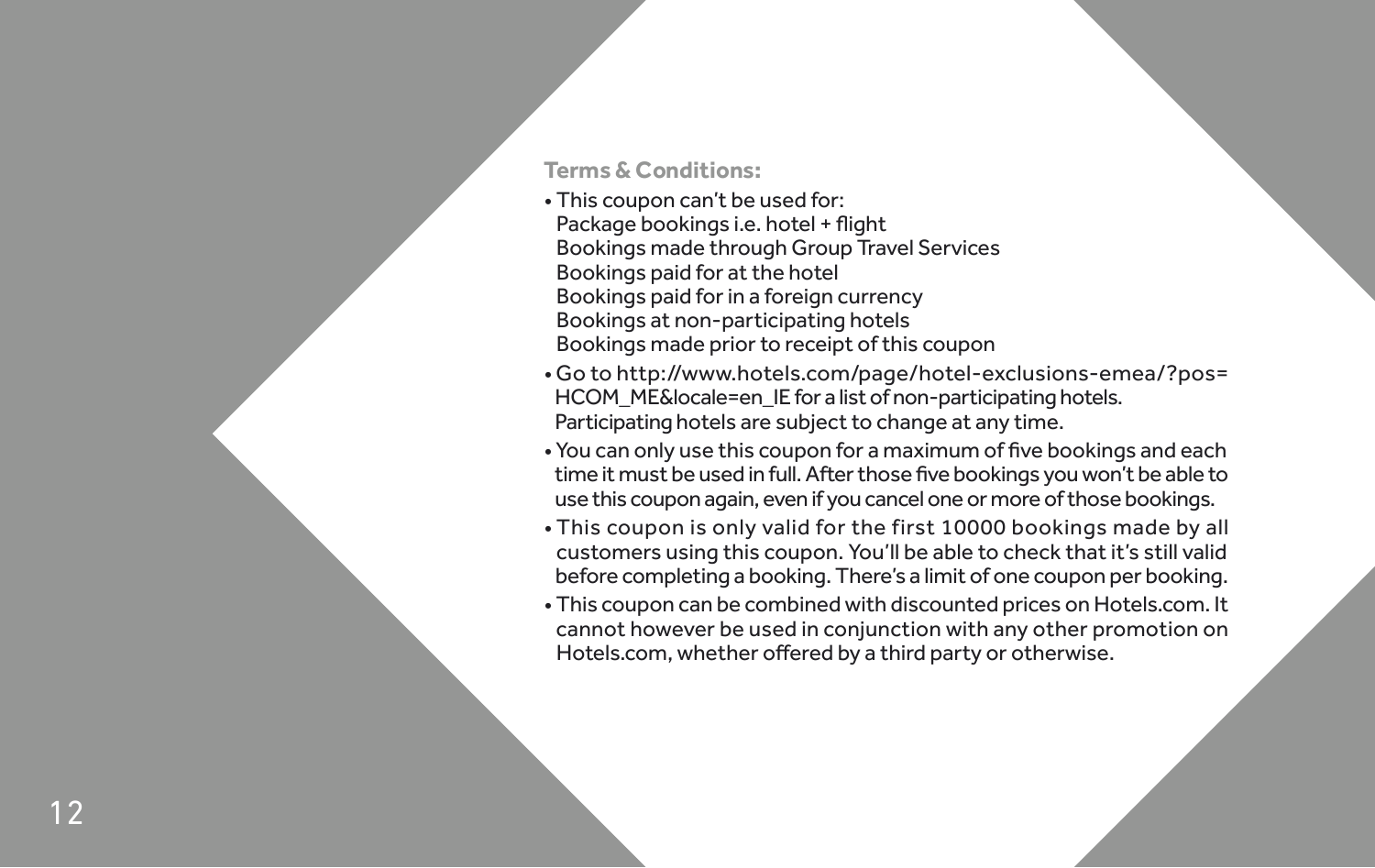**Terms & Conditions:**

- This coupon can't be used for:
  Package bookings i.e. hotel + flight
  Bookings made through Group Travel Services
  Bookings paid for at the hotel
  Bookings paid for in a foreign currency
  Bookings at non-participating hotels
  Bookings made prior to receipt of this coupon
- Go to http://www.hotels.com/page/hotel-exclusions-emea/?pos=HCOM_ME&locale=en_IE for a list of non-participating hotels. Participating hotels are subject to change at any time.
- You can only use this coupon for a maximum of five bookings and each time it must be used in full. After those five bookings you won't be able to use this coupon again, even if you cancel one or more of those bookings.
- This coupon is only valid for the first 10000 bookings made by all customers using this coupon. You'll be able to check that it's still valid before completing a booking. There's a limit of one coupon per booking.
- This coupon can be combined with discounted prices on Hotels.com. It cannot however be used in conjunction with any other promotion on Hotels.com, whether offered by a third party or otherwise.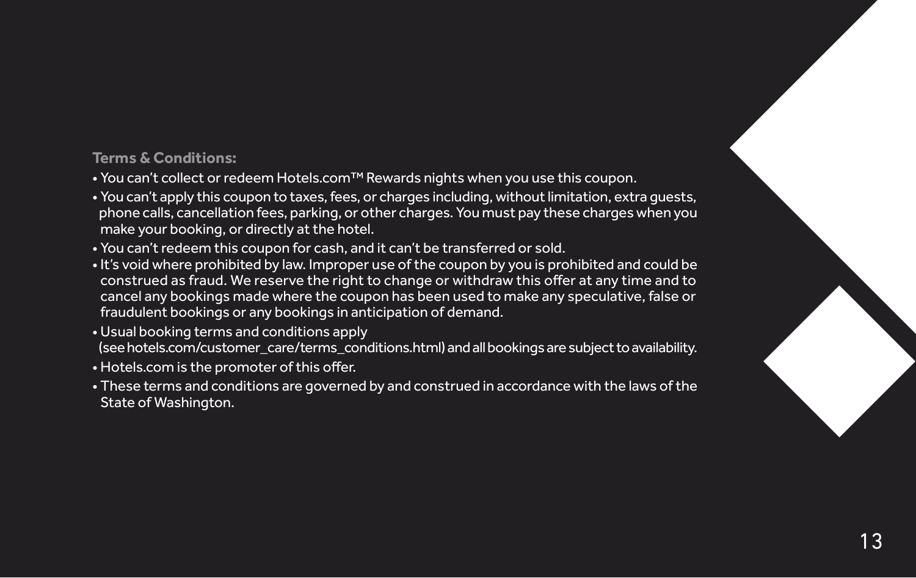**Terms & Conditions:**

- You can't collect or redeem Hotels.com™ Rewards nights when you use this coupon.
- You can't apply this coupon to taxes, fees, or charges including, without limitation, extra guests, phone calls, cancellation fees, parking, or other charges. You must pay these charges when you make your booking, or directly at the hotel.
- You can't redeem this coupon for cash, and it can't be transferred or sold.
- It's void where prohibited by law. Improper use of the coupon by you is prohibited and could be construed as fraud. We reserve the right to change or withdraw this offer at any time and to cancel any bookings made where the coupon has been used to make any speculative, false or fraudulent bookings or any bookings in anticipation of demand.
- Usual booking terms and conditions apply (see hotels.com/customer_care/terms_conditions.html) and all bookings are subject to availability.
- Hotels.com is the promoter of this offer.
- These terms and conditions are governed by and construed in accordance with the laws of the State of Washington.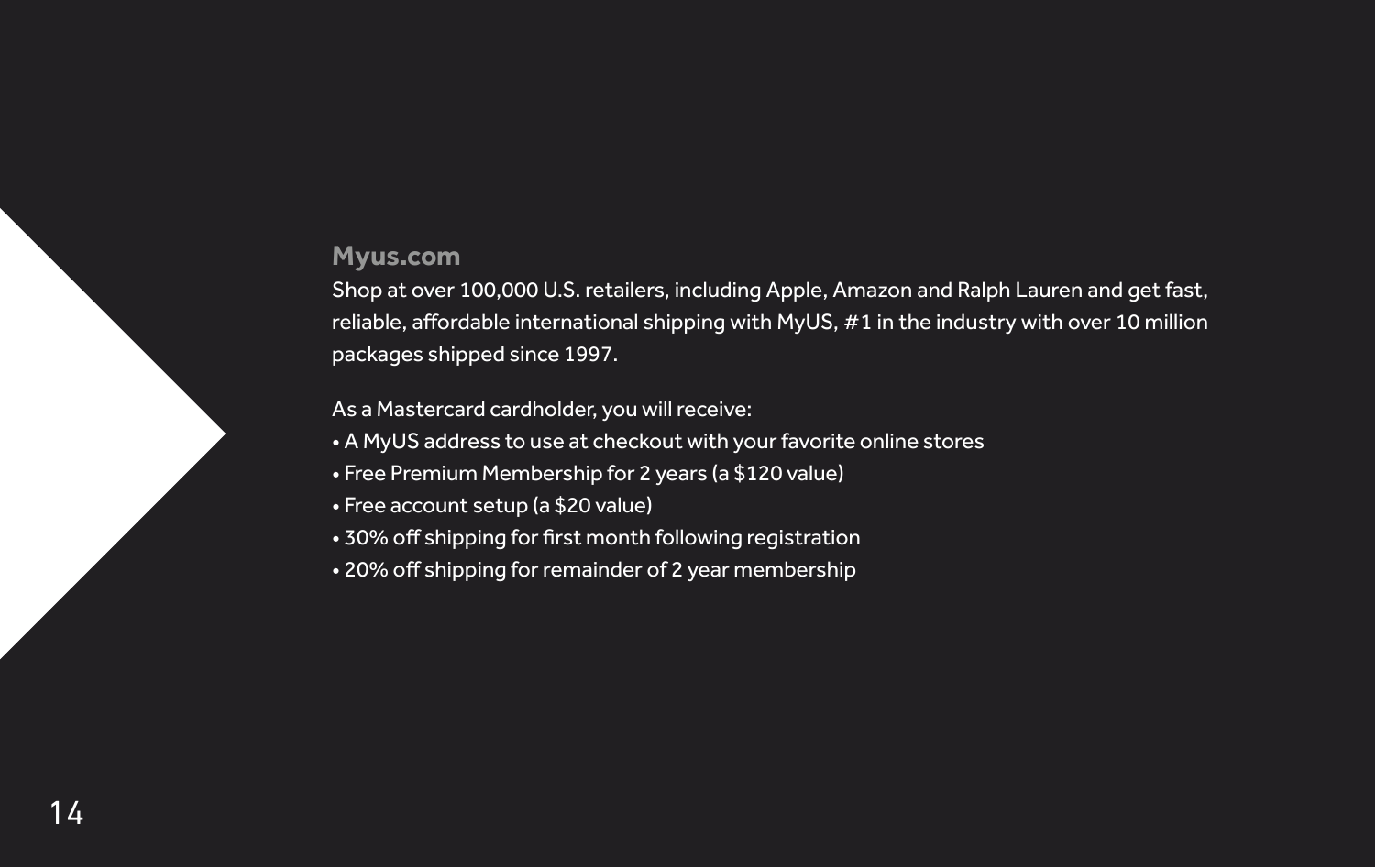## Myus.com

Shop at over 100,000 U.S. retailers, including Apple, Amazon and Ralph Lauren and get fast, reliable, affordable international shipping with MyUS, #1 in the industry with over 10 million packages shipped since 1997.

As a Mastercard cardholder, you will receive:

- A MyUS address to use at checkout with your favorite online stores
- Free Premium Membership for 2 years (a $120 value)
- Free account setup (a $20 value)
- 30% off shipping for first month following registration
- 20% off shipping for remainder of 2 year membership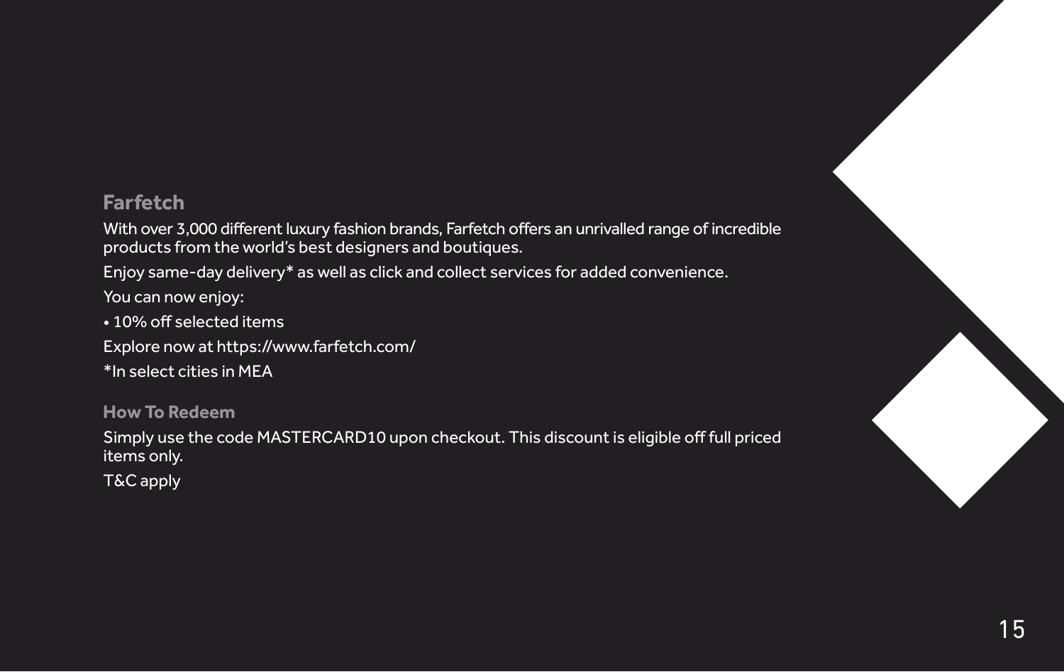## Farfetch

With over 3,000 different luxury fashion brands, Farfetch offers an unrivalled range of incredible products from the world's best designers and boutiques.

Enjoy same-day delivery* as well as click and collect services for added convenience.

You can now enjoy:

- 10% off selected items

Explore now at https://www.farfetch.com/

*In select cities in MEA

### How To Redeem

Simply use the code MASTERCARD10 upon checkout. This discount is eligible off full priced items only.

T&C apply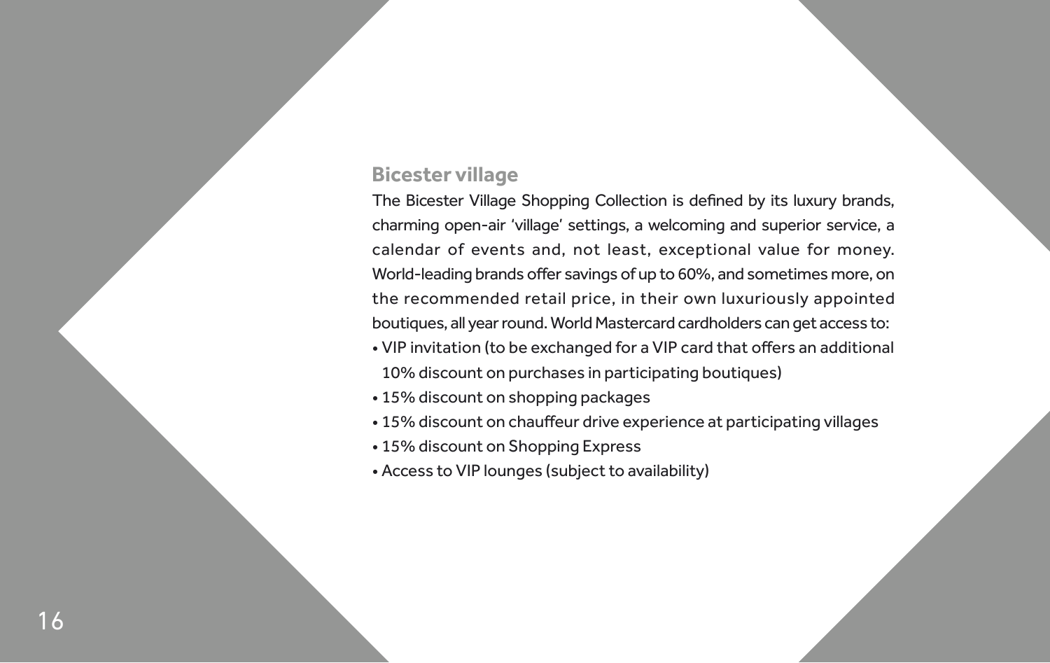## Bicester village

The Bicester Village Shopping Collection is defined by its luxury brands, charming open-air 'village' settings, a welcoming and superior service, a calendar of events and, not least, exceptional value for money. World-leading brands offer savings of up to 60%, and sometimes more, on the recommended retail price, in their own luxuriously appointed boutiques, all year round. World Mastercard cardholders can get access to:

- VIP invitation (to be exchanged for a VIP card that offers an additional 10% discount on purchases in participating boutiques)
- 15% discount on shopping packages
- 15% discount on chauffeur drive experience at participating villages
- 15% discount on Shopping Express
- Access to VIP lounges (subject to availability)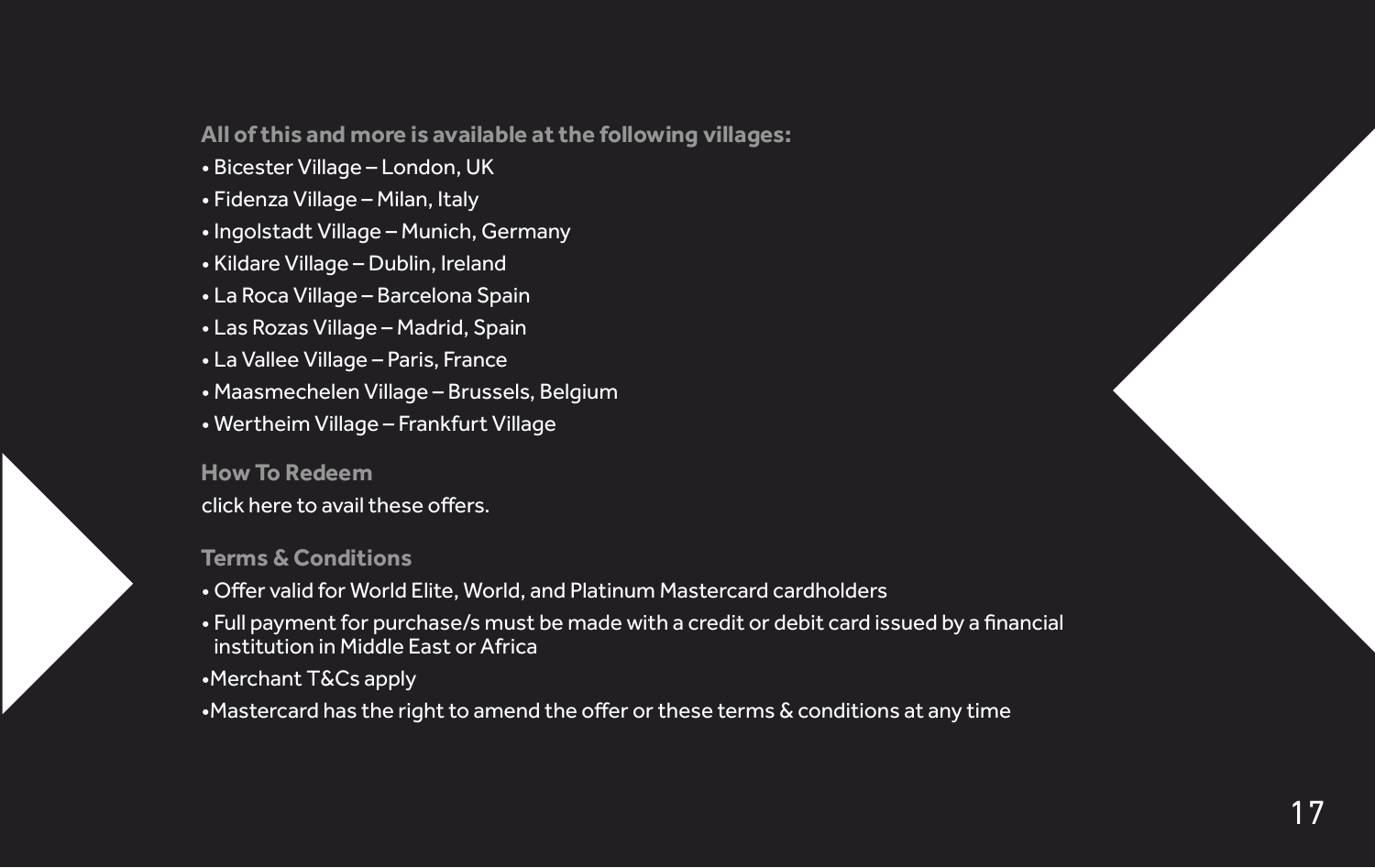**All of this and more is available at the following villages:**

- Bicester Village – London, UK
- Fidenza Village – Milan, Italy
- Ingolstadt Village – Munich, Germany
- Kildare Village – Dublin, Ireland
- La Roca Village – Barcelona Spain
- Las Rozas Village – Madrid, Spain
- La Vallee Village – Paris, France
- Maasmechelen Village – Brussels, Belgium
- Wertheim Village – Frankfurt Village

**How To Redeem**

click here to avail these offers.

**Terms & Conditions**

- Offer valid for World Elite, World, and Platinum Mastercard cardholders
- Full payment for purchase/s must be made with a credit or debit card issued by a financial institution in Middle East or Africa
- Merchant T&Cs apply
- Mastercard has the right to amend the offer or these terms & conditions at any time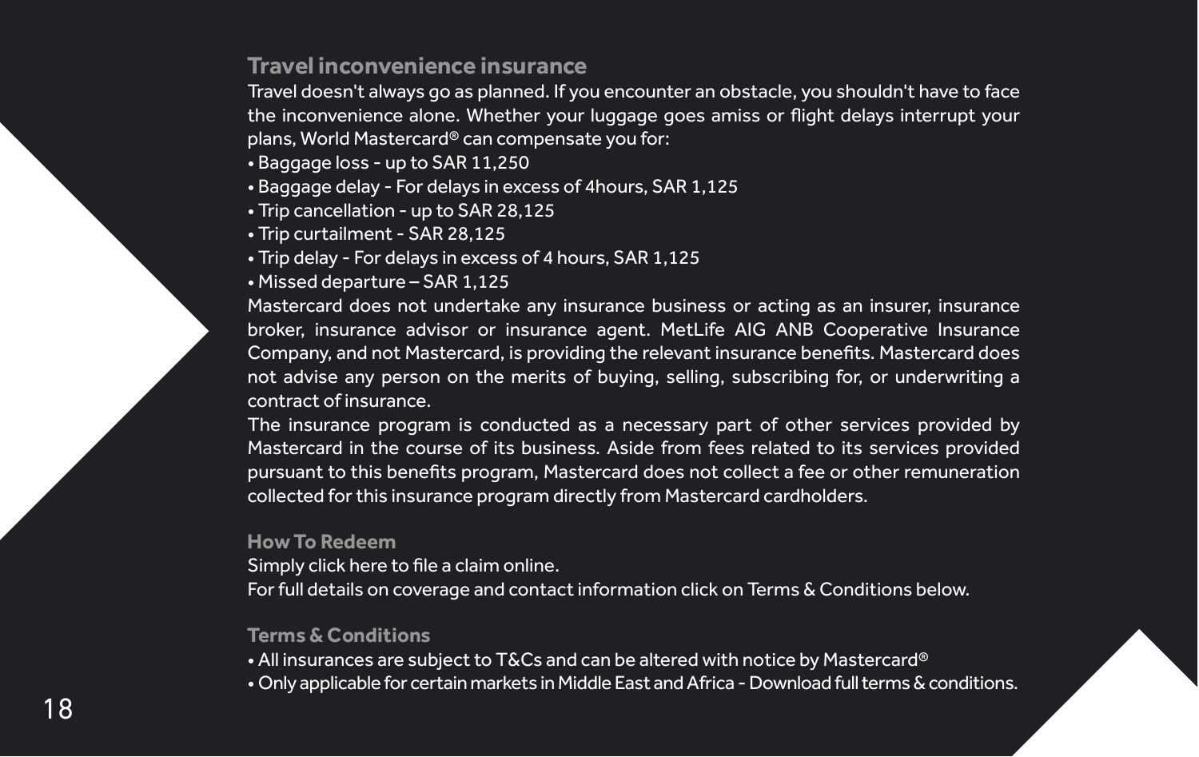## Travel inconvenience insurance

Travel doesn't always go as planned. If you encounter an obstacle, you shouldn't have to face the inconvenience alone. Whether your luggage goes amiss or flight delays interrupt your plans, World Mastercard® can compensate you for:

- Baggage loss - up to SAR 11,250
- Baggage delay - For delays in excess of 4hours, SAR 1,125
- Trip cancellation - up to SAR 28,125
- Trip curtailment - SAR 28,125
- Trip delay - For delays in excess of 4 hours, SAR 1,125
- Missed departure – SAR 1,125

Mastercard does not undertake any insurance business or acting as an insurer, insurance broker, insurance advisor or insurance agent. MetLife AIG ANB Cooperative Insurance Company, and not Mastercard, is providing the relevant insurance benefits. Mastercard does not advise any person on the merits of buying, selling, subscribing for, or underwriting a contract of insurance.

The insurance program is conducted as a necessary part of other services provided by Mastercard in the course of its business. Aside from fees related to its services provided pursuant to this benefits program, Mastercard does not collect a fee or other remuneration collected for this insurance program directly from Mastercard cardholders.

### How To Redeem

Simply click here to file a claim online.

For full details on coverage and contact information click on Terms & Conditions below.

### Terms & Conditions

- All insurances are subject to T&Cs and can be altered with notice by Mastercard®
- Only applicable for certain markets in Middle East and Africa - Download full terms & conditions.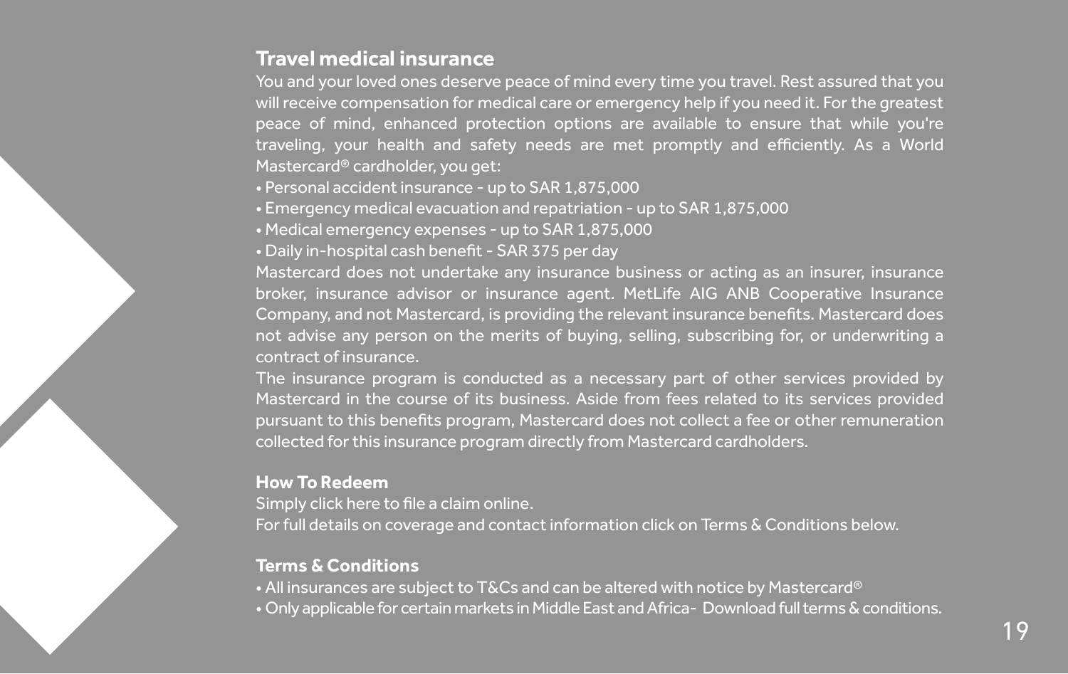## Travel medical insurance

You and your loved ones deserve peace of mind every time you travel. Rest assured that you will receive compensation for medical care or emergency help if you need it. For the greatest peace of mind, enhanced protection options are available to ensure that while you're traveling, your health and safety needs are met promptly and efficiently. As a World Mastercard® cardholder, you get:

- Personal accident insurance - up to SAR 1,875,000
- Emergency medical evacuation and repatriation - up to SAR 1,875,000
- Medical emergency expenses - up to SAR 1,875,000
- Daily in-hospital cash benefit - SAR 375 per day

Mastercard does not undertake any insurance business or acting as an insurer, insurance broker, insurance advisor or insurance agent. MetLife AIG ANB Cooperative Insurance Company, and not Mastercard, is providing the relevant insurance benefits. Mastercard does not advise any person on the merits of buying, selling, subscribing for, or underwriting a contract of insurance.

The insurance program is conducted as a necessary part of other services provided by Mastercard in the course of its business. Aside from fees related to its services provided pursuant to this benefits program, Mastercard does not collect a fee or other remuneration collected for this insurance program directly from Mastercard cardholders.

### How To Redeem

Simply click here to file a claim online.

For full details on coverage and contact information click on Terms & Conditions below.

### Terms & Conditions

- All insurances are subject to T&Cs and can be altered with notice by Mastercard®
- Only applicable for certain markets in Middle East and Africa- Download full terms & conditions.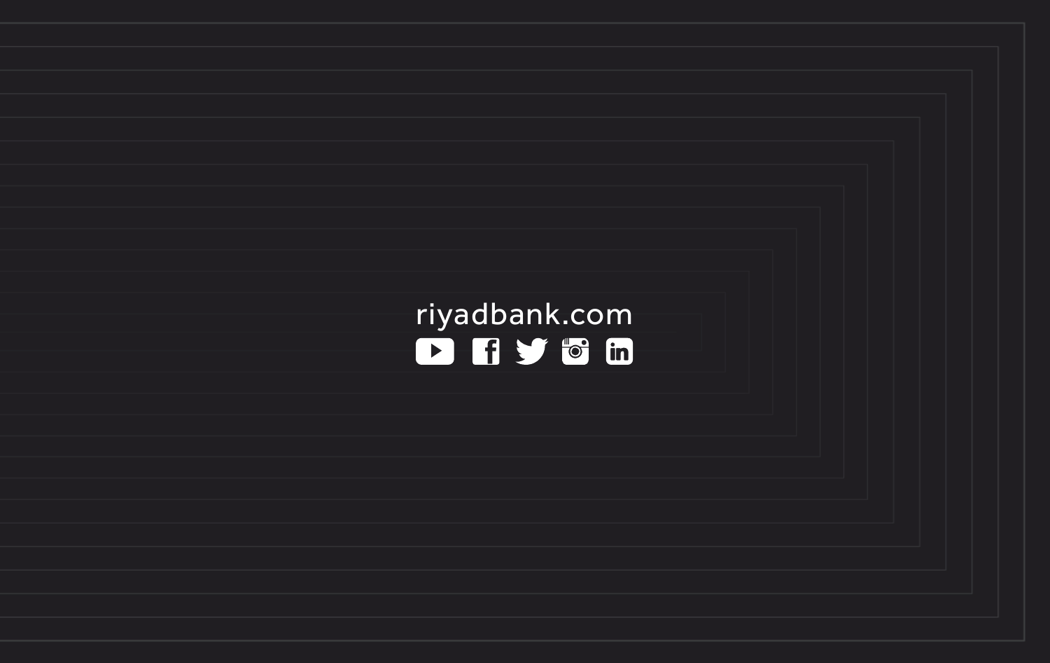riyadbank.com